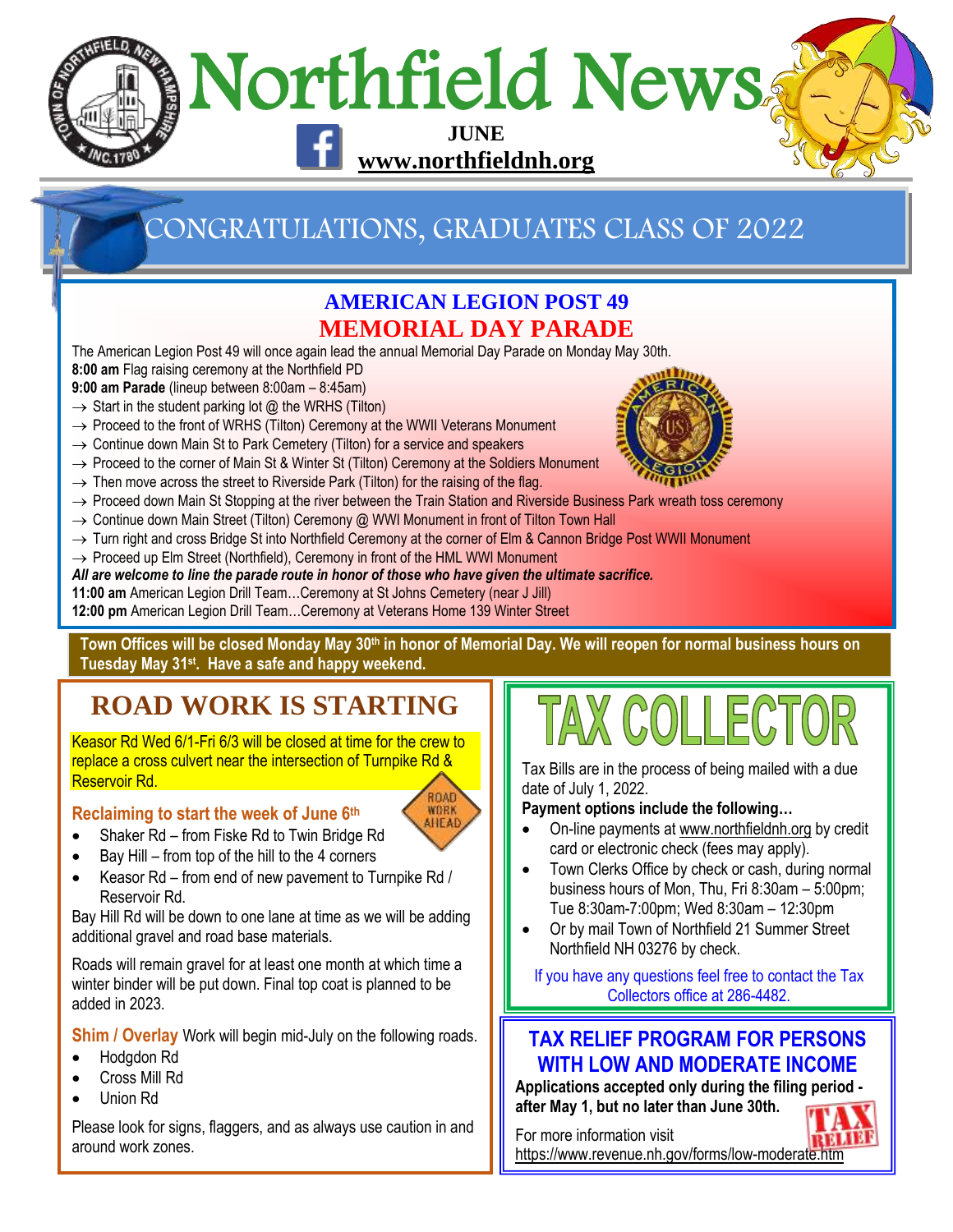# Northfield News

JUNE

www.northfieldnh.org

## CONGRATULATIONS, GRADUATES CLASS OF 2022

## AMERICAN LEGION POST 49
## MEMORIAL DAY PARADE

The American Legion Post 49 will once again lead the annual Memorial Day Parade on Monday May 30th.

**8:00 am** Flag raising ceremony at the Northfield PD

**9:00 am Parade** (lineup between 8:00am – 8:45am)

→ Start in the student parking lot @ the WRHS (Tilton)

→ Proceed to the front of WRHS (Tilton) Ceremony at the WWII Veterans Monument

→ Continue down Main St to Park Cemetery (Tilton) for a service and speakers

→ Proceed to the corner of Main St & Winter St (Tilton) Ceremony at the Soldiers Monument

→ Then move across the street to Riverside Park (Tilton) for the raising of the flag.

→ Proceed down Main St Stopping at the river between the Train Station and Riverside Business Park wreath toss ceremony

→ Continue down Main Street (Tilton) Ceremony @ WWI Monument in front of Tilton Town Hall

→ Turn right and cross Bridge St into Northfield Ceremony at the corner of Elm & Cannon Bridge Post WWII Monument

→ Proceed up Elm Street (Northfield), Ceremony in front of the HML WWI Monument

***All are welcome to line the parade route in honor of those who have given the ultimate sacrifice.***

**11:00 am** American Legion Drill Team…Ceremony at St Johns Cemetery (near J Jill)

**12:00 pm** American Legion Drill Team…Ceremony at Veterans Home 139 Winter Street

**Town Offices will be closed Monday May 30th in honor of Memorial Day. We will reopen for normal business hours on Tuesday May 31st. Have a safe and happy weekend.**

## ROAD WORK IS STARTING

Keasor Rd Wed 6/1-Fri 6/3 will be closed at time for the crew to replace a cross culvert near the intersection of Turnpike Rd & Reservoir Rd.

### Reclaiming to start the week of June 6th

- Shaker Rd – from Fiske Rd to Twin Bridge Rd
- Bay Hill – from top of the hill to the 4 corners
- Keasor Rd – from end of new pavement to Turnpike Rd / Reservoir Rd.

Bay Hill Rd will be down to one lane at time as we will be adding additional gravel and road base materials.

Roads will remain gravel for at least one month at which time a winter binder will be put down. Final top coat is planned to be added in 2023.

**Shim / Overlay** Work will begin mid-July on the following roads.

- Hodgdon Rd
- Cross Mill Rd
- Union Rd

Please look for signs, flaggers, and as always use caution in and around work zones.

## TAX COLLECTOR

Tax Bills are in the process of being mailed with a due date of July 1, 2022.

**Payment options include the following…**

- On-line payments at www.northfieldnh.org by credit card or electronic check (fees may apply).
- Town Clerks Office by check or cash, during normal business hours of Mon, Thu, Fri 8:30am – 5:00pm; Tue 8:30am-7:00pm; Wed 8:30am – 12:30pm
- Or by mail Town of Northfield 21 Summer Street Northfield NH 03276 by check.

If you have any questions feel free to contact the Tax Collectors office at 286-4482.

## TAX RELIEF PROGRAM FOR PERSONS WITH LOW AND MODERATE INCOME

**Applications accepted only during the filing period - after May 1, but no later than June 30th.**

For more information visit https://www.revenue.nh.gov/forms/low-moderate.htm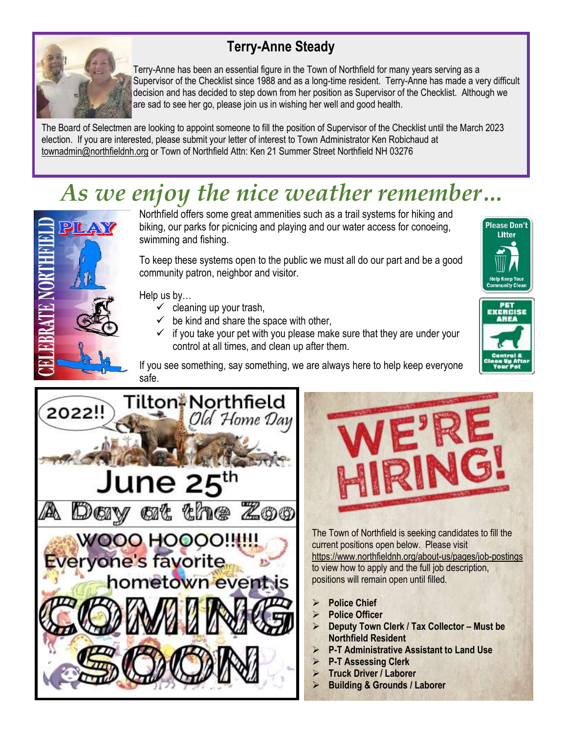## Terry-Anne Steady

Terry-Anne has been an essential figure in the Town of Northfield for many years serving as a Supervisor of the Checklist since 1988 and as a long-time resident. Terry-Anne has made a very difficult decision and has decided to step down from her position as Supervisor of the Checklist. Although we are sad to see her go, please join us in wishing her well and good health.

The Board of Selectmen are looking to appoint someone to fill the position of Supervisor of the Checklist until the March 2023 election. If you are interested, please submit your letter of interest to Town Administrator Ken Robichaud at townadmin@northfieldnh.org or Town of Northfield Attn: Ken 21 Summer Street Northfield NH 03276

# *As we enjoy the nice weather remember…*

Northfield offers some great ammenities such as a trail systems for hiking and biking, our parks for picnicing and playing and our water access for conoeing, swimming and fishing.

To keep these systems open to the public we must all do our part and be a good community patron, neighbor and visitor.

Help us by…

- ✓ cleaning up your trash,
- ✓ be kind and share the space with other,
- ✓ if you take your pet with you please make sure that they are under your control at all times, and clean up after them.

If you see something, say something, we are always here to help keep everyone safe.

2022!! Tilton-Northfield Old Home Day

June 25th

A Day at the Zoo

WOOO HOOOO!!!!! Everyone's favorite hometown event is COMING SOON

## WE'RE HIRING!

The Town of Northfield is seeking candidates to fill the current positions open below. Please visit https://www.northfieldnh.org/about-us/pages/job-postings to view how to apply and the full job description, positions will remain open until filled.

- **Police Chief**
- **Police Officer**
- **Deputy Town Clerk / Tax Collector – Must be Northfield Resident**
- **P-T Administrative Assistant to Land Use**
- **P-T Assessing Clerk**
- **Truck Driver / Laborer**
- **Building & Grounds / Laborer**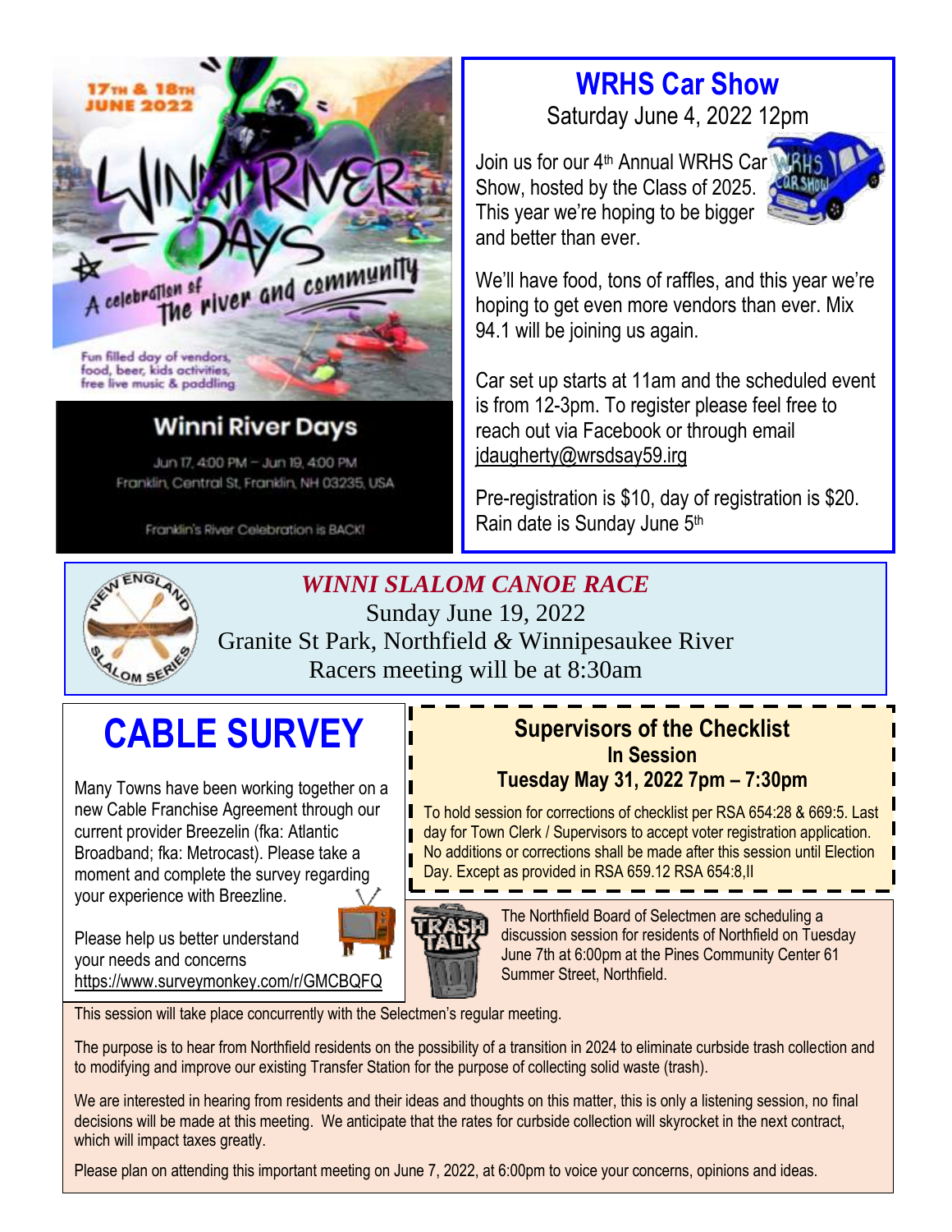17TH & 18TH JUNE 2022

WINNI RIVER DAYS

A celebration of the river and community

Fun filled day of vendors, food, beer, kids activities, free live music & paddling

## Winni River Days

Jun 17, 4:00 PM – Jun 19, 4:00 PM
Franklin, Central St, Franklin, NH 03235, USA

Franklin's River Celebration is BACK!

## WRHS Car Show

Saturday June 4, 2022 12pm

Join us for our 4th Annual WRHS Car Show, hosted by the Class of 2025. This year we're hoping to be bigger and better than ever.

We'll have food, tons of raffles, and this year we're hoping to get even more vendors than ever. Mix 94.1 will be joining us again.

Car set up starts at 11am and the scheduled event is from 12-3pm. To register please feel free to reach out via Facebook or through email jdaugherty@wrsdsay59.irg

Pre-registration is $10, day of registration is $20. Rain date is Sunday June 5th

## *WINNI SLALOM CANOE RACE*

Sunday June 19, 2022
Granite St Park, Northfield & Winnipesaukee River
Racers meeting will be at 8:30am

## CABLE SURVEY

Many Towns have been working together on a new Cable Franchise Agreement through our current provider Breezelin (fka: Atlantic Broadband; fka: Metrocast). Please take a moment and complete the survey regarding your experience with Breezline.

Please help us better understand your needs and concerns
https://www.surveymonkey.com/r/GMCBQFQ

## Supervisors of the Checklist
### In Session
### Tuesday May 31, 2022 7pm – 7:30pm

To hold session for corrections of checklist per RSA 654:28 & 669:5. Last day for Town Clerk / Supervisors to accept voter registration application. No additions or corrections shall be made after this session until Election Day. Except as provided in RSA 659.12 RSA 654:8,II

## TRASH TALK

The Northfield Board of Selectmen are scheduling a discussion session for residents of Northfield on Tuesday June 7th at 6:00pm at the Pines Community Center 61 Summer Street, Northfield.

This session will take place concurrently with the Selectmen's regular meeting.

The purpose is to hear from Northfield residents on the possibility of a transition in 2024 to eliminate curbside trash collection and to modifying and improve our existing Transfer Station for the purpose of collecting solid waste (trash).

We are interested in hearing from residents and their ideas and thoughts on this matter, this is only a listening session, no final decisions will be made at this meeting. We anticipate that the rates for curbside collection will skyrocket in the next contract, which will impact taxes greatly.

Please plan on attending this important meeting on June 7, 2022, at 6:00pm to voice your concerns, opinions and ideas.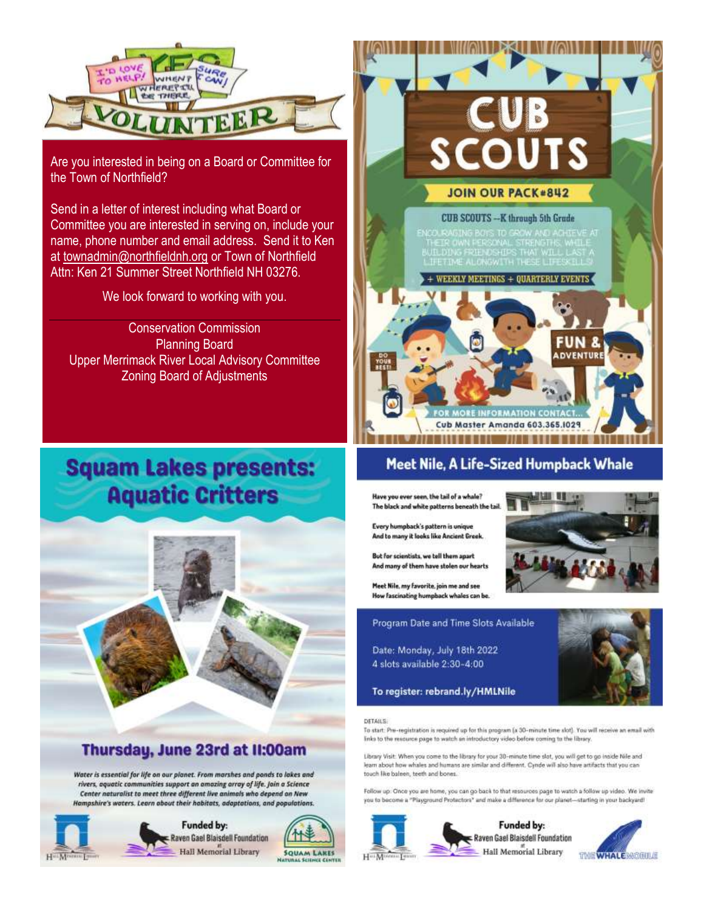# VOLUNTEER

Are you interested in being on a Board or Committee for the Town of Northfield?

Send in a letter of interest including what Board or Committee you are interested in serving on, include your name, phone number and email address. Send it to Ken at townadmin@northfieldnh.org or Town of Northfield Attn: Ken 21 Summer Street Northfield NH 03276.

We look forward to working with you.

Conservation Commission
Planning Board
Upper Merrimack River Local Advisory Committee
Zoning Board of Adjustments

# CUB SCOUTS

**JOIN OUR PACK #842**

CUB SCOUTS --K through 5th Grade

ENCOURAGING BOYS TO GROW AND ACHIEVE AT THEIR OWN PERSONAL STRENGTHS, WHILE BUILDING FRIENDSHIPS THAT WILL LAST A LIFETIME ALONGWITH THESE LIFESKILLS!

+ WEEKLY MEETINGS + QUARTERLY EVENTS

FUN & ADVENTURE

DO YOUR BEST!

FOR MORE INFORMATION CONTACT...
Cub Master Amanda 603.365.1029

# Squam Lakes presents: Aquatic Critters

## Thursday, June 23rd at 11:00am

*Water is essential for life on our planet. From marshes and ponds to lakes and rivers, aquatic communities support an amazing array of life. Join a Science Center naturalist to meet three different live animals who depend on New Hampshire's waters. Learn about their habitats, adaptations, and populations.*

Funded by: Raven Gael Blaisdell Foundation at Hall Memorial Library

Hall Memorial Library — Squam Lakes Natural Science Center

# Meet Nile, A Life-Sized Humpback Whale

**Have you ever seen, the tail of a whale?**
**The black and white patterns beneath the tail.**

**Every humpback's pattern is unique**
**And to many it looks like Ancient Greek.**

**But for scientists, we tell them apart**
**And many of them have stolen our hearts**

**Meet Nile, my favorite, join me and see**
**How fascinating humpback whales can be.**

Program Date and Time Slots Available

Date: Monday, July 18th 2022
4 slots available 2:30-4:00

**To register: rebrand.ly/HMLNile**

DETAILS:

To start: Pre-registration is required up for this program (a 30-minute time slot). You will receive an email with links to the resource page to watch an introductory video before coming to the library.

Library Visit: When you come to the library for your 30-minute time slot, you will get to go inside Nile and learn about how whales and humans are similar and different. Cynde will also have artifacts that you can touch like baleen, teeth and bones.

Follow up: Once you are home, you can go back to that resources page to watch a follow up video. We invite you to become a "Playground Protectors" and make a difference for our planet—starting in your backyard!

Funded by: Raven Gael Blaisdell Foundation at Hall Memorial Library

Hall Memorial Library — The Whalemobile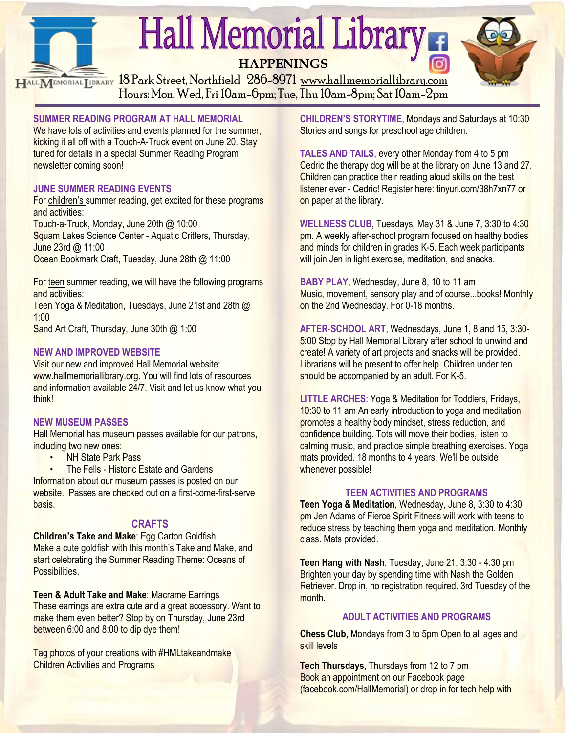# Hall Memorial Library

**HAPPENINGS**

18 Park Street, Northfield 286-8971 www.hallmemoriallibrary.com
Hours: Mon, Wed, Fri 10am-6pm; Tue, Thu 10am-8pm; Sat 10am-2pm

## SUMMER READING PROGRAM AT HALL MEMORIAL

We have lots of activities and events planned for the summer, kicking it all off with a Touch-A-Truck event on June 20. Stay tuned for details in a special Summer Reading Program newsletter coming soon!

## JUNE SUMMER READING EVENTS

For children's summer reading, get excited for these programs and activities:
Touch-a-Truck, Monday, June 20th @ 10:00
Squam Lakes Science Center - Aquatic Critters, Thursday, June 23rd @ 11:00
Ocean Bookmark Craft, Tuesday, June 28th @ 11:00

For teen summer reading, we will have the following programs and activities:
Teen Yoga & Meditation, Tuesdays, June 21st and 28th @ 1:00
Sand Art Craft, Thursday, June 30th @ 1:00

## NEW AND IMPROVED WEBSITE

Visit our new and improved Hall Memorial website: www.hallmemoriallibrary.org. You will find lots of resources and information available 24/7. Visit and let us know what you think!

## NEW MUSEUM PASSES

Hall Memorial has museum passes available for our patrons, including two new ones:

- NH State Park Pass
- The Fells - Historic Estate and Gardens

Information about our museum passes is posted on our website. Passes are checked out on a first-come-first-serve basis.

## CRAFTS

**Children's Take and Make**: Egg Carton Goldfish
Make a cute goldfish with this month's Take and Make, and start celebrating the Summer Reading Theme: Oceans of Possibilities.

**Teen & Adult Take and Make**: Macrame Earrings
These earrings are extra cute and a great accessory. Want to make them even better? Stop by on Thursday, June 23rd between 6:00 and 8:00 to dip dye them!

Tag photos of your creations with #HMLtakeandmake
Children Activities and Programs

**CHILDREN'S STORYTIME**, Mondays and Saturdays at 10:30
Stories and songs for preschool age children.

**TALES AND TAILS**, every other Monday from 4 to 5 pm
Cedric the therapy dog will be at the library on June 13 and 27. Children can practice their reading aloud skills on the best listener ever - Cedric! Register here: tinyurl.com/38h7xn77 or on paper at the library.

**WELLNESS CLUB**, Tuesdays, May 31 & June 7, 3:30 to 4:30 pm. A weekly after-school program focused on healthy bodies and minds for children in grades K-5. Each week participants will join Jen in light exercise, meditation, and snacks.

**BABY PLAY,** Wednesday, June 8, 10 to 11 am
Music, movement, sensory play and of course...books! Monthly on the 2nd Wednesday. For 0-18 months.

**AFTER-SCHOOL ART**, Wednesdays, June 1, 8 and 15, 3:30-5:00 Stop by Hall Memorial Library after school to unwind and create! A variety of art projects and snacks will be provided. Librarians will be present to offer help. Children under ten should be accompanied by an adult. For K-5.

**LITTLE ARCHES**: Yoga & Meditation for Toddlers, Fridays, 10:30 to 11 am An early introduction to yoga and meditation promotes a healthy body mindset, stress reduction, and confidence building. Tots will move their bodies, listen to calming music, and practice simple breathing exercises. Yoga mats provided. 18 months to 4 years. We'll be outside whenever possible!

## TEEN ACTIVITIES AND PROGRAMS

**Teen Yoga & Meditation**, Wednesday, June 8, 3:30 to 4:30 pm Jen Adams of Fierce Spirit Fitness will work with teens to reduce stress by teaching them yoga and meditation. Monthly class. Mats provided.

**Teen Hang with Nash**, Tuesday, June 21, 3:30 - 4:30 pm
Brighten your day by spending time with Nash the Golden Retriever. Drop in, no registration required. 3rd Tuesday of the month.

## ADULT ACTIVITIES AND PROGRAMS

**Chess Club**, Mondays from 3 to 5pm Open to all ages and skill levels

**Tech Thursdays**, Thursdays from 12 to 7 pm
Book an appointment on our Facebook page (facebook.com/HallMemorial) or drop in for tech help with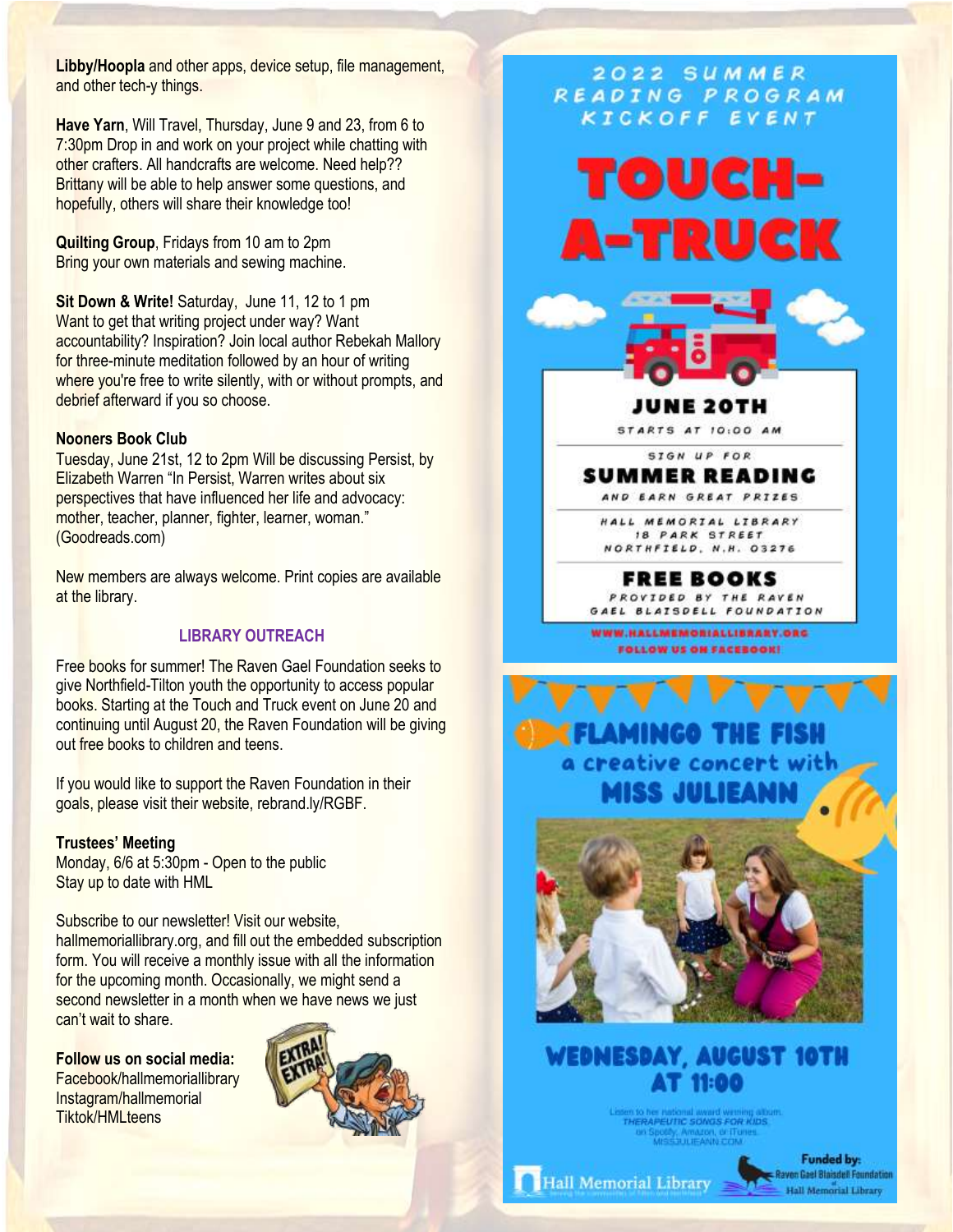**Libby/Hoopla** and other apps, device setup, file management, and other tech-y things.

**Have Yarn**, Will Travel, Thursday, June 9 and 23, from 6 to 7:30pm Drop in and work on your project while chatting with other crafters. All handcrafts are welcome. Need help?? Brittany will be able to help answer some questions, and hopefully, others will share their knowledge too!

**Quilting Group**, Fridays from 10 am to 2pm
Bring your own materials and sewing machine.

**Sit Down & Write!** Saturday, June 11, 12 to 1 pm
Want to get that writing project under way? Want accountability? Inspiration? Join local author Rebekah Mallory for three-minute meditation followed by an hour of writing where you're free to write silently, with or without prompts, and debrief afterward if you so choose.

**Nooners Book Club**
Tuesday, June 21st, 12 to 2pm Will be discussing Persist, by Elizabeth Warren "In Persist, Warren writes about six perspectives that have influenced her life and advocacy: mother, teacher, planner, fighter, learner, woman." (Goodreads.com)

New members are always welcome. Print copies are available at the library.

## LIBRARY OUTREACH

Free books for summer! The Raven Gael Foundation seeks to give Northfield-Tilton youth the opportunity to access popular books. Starting at the Touch and Truck event on June 20 and continuing until August 20, the Raven Foundation will be giving out free books to children and teens.

If you would like to support the Raven Foundation in their goals, please visit their website, rebrand.ly/RGBF.

**Trustees' Meeting**
Monday, 6/6 at 5:30pm - Open to the public
Stay up to date with HML

Subscribe to our newsletter! Visit our website, hallmemoriallibrary.org, and fill out the embedded subscription form. You will receive a monthly issue with all the information for the upcoming month. Occasionally, we might send a second newsletter in a month when we have news we just can't wait to share.

**Follow us on social media:**
Facebook/hallmemoriallibrary
Instagram/hallmemorial
Tiktok/HMLteens

2022 SUMMER READING PROGRAM KICKOFF EVENT

# TOUCH-A-TRUCK

**JUNE 20TH**
STARTS AT 10:00 AM

SIGN UP FOR
**SUMMER READING**
AND EARN GREAT PRIZES

HALL MEMORIAL LIBRARY
18 PARK STREET
NORTHFIELD, N.H. 03276

**FREE BOOKS**
PROVIDED BY THE RAVEN GAEL BLAISDELL FOUNDATION

WWW.HALLMEMORIALLIBRARY.ORG
FOLLOW US ON FACEBOOK!

# FLAMINGO THE FISH
a creative concert with
**MISS JULIEANN**

**WEDNESDAY, AUGUST 10TH AT 11:00**

Listen to her national award winning album, THERAPEUTIC SONGS FOR KIDS, on Spotify, Amazon, or iTunes. MISSJULIEANN.COM

Hall Memorial Library

Funded by: Raven Gael Blaisdell Foundation of Hall Memorial Library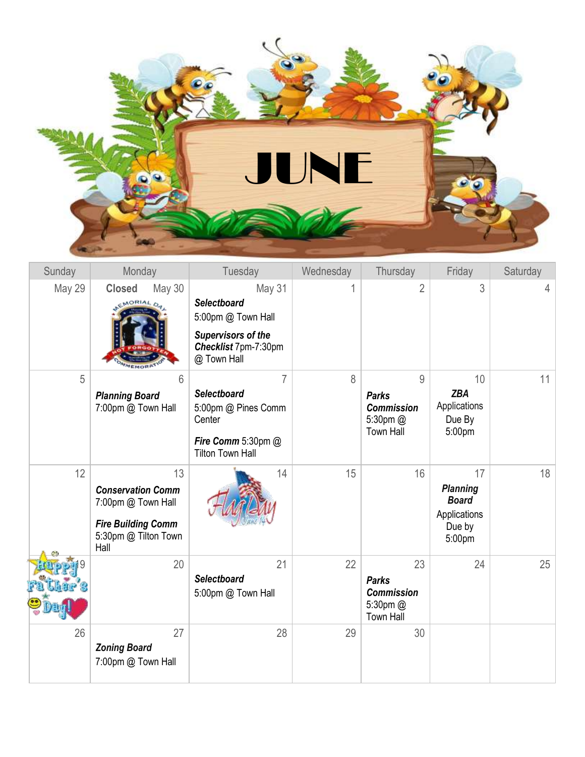# JUNE

| Sunday | Monday | Tuesday | Wednesday | Thursday | Friday | Saturday |
|---|---|---|---|---|---|---|
| May 29 | **Closed** May 30 | May 31 ***Selectboard*** 5:00pm @ Town Hall ***Supervisors of the Checklist*** 7pm-7:30pm @ Town Hall | 1 | 2 | 3 | 4 |
| 5 | 6 ***Planning Board*** 7:00pm @ Town Hall | 7 ***Selectboard*** 5:00pm @ Pines Comm Center ***Fire Comm*** 5:30pm @ Tilton Town Hall | 8 | 9 ***Parks Commission*** 5:30pm @ Town Hall | 10 ***ZBA*** Applications Due By 5:00pm | 11 |
| 12 | 13 ***Conservation Comm*** 7:00pm @ Town Hall ***Fire Building Comm*** 5:30pm @ Tilton Town Hall | 14 | 15 | 16 | 17 ***Planning Board*** Applications Due by 5:00pm | 18 |
| 19 | 20 | 21 ***Selectboard*** 5:00pm @ Town Hall | 22 | 23 ***Parks Commission*** 5:30pm @ Town Hall | 24 | 25 |
| 26 | 27 ***Zoning Board*** 7:00pm @ Town Hall | 28 | 29 | 30 | | |